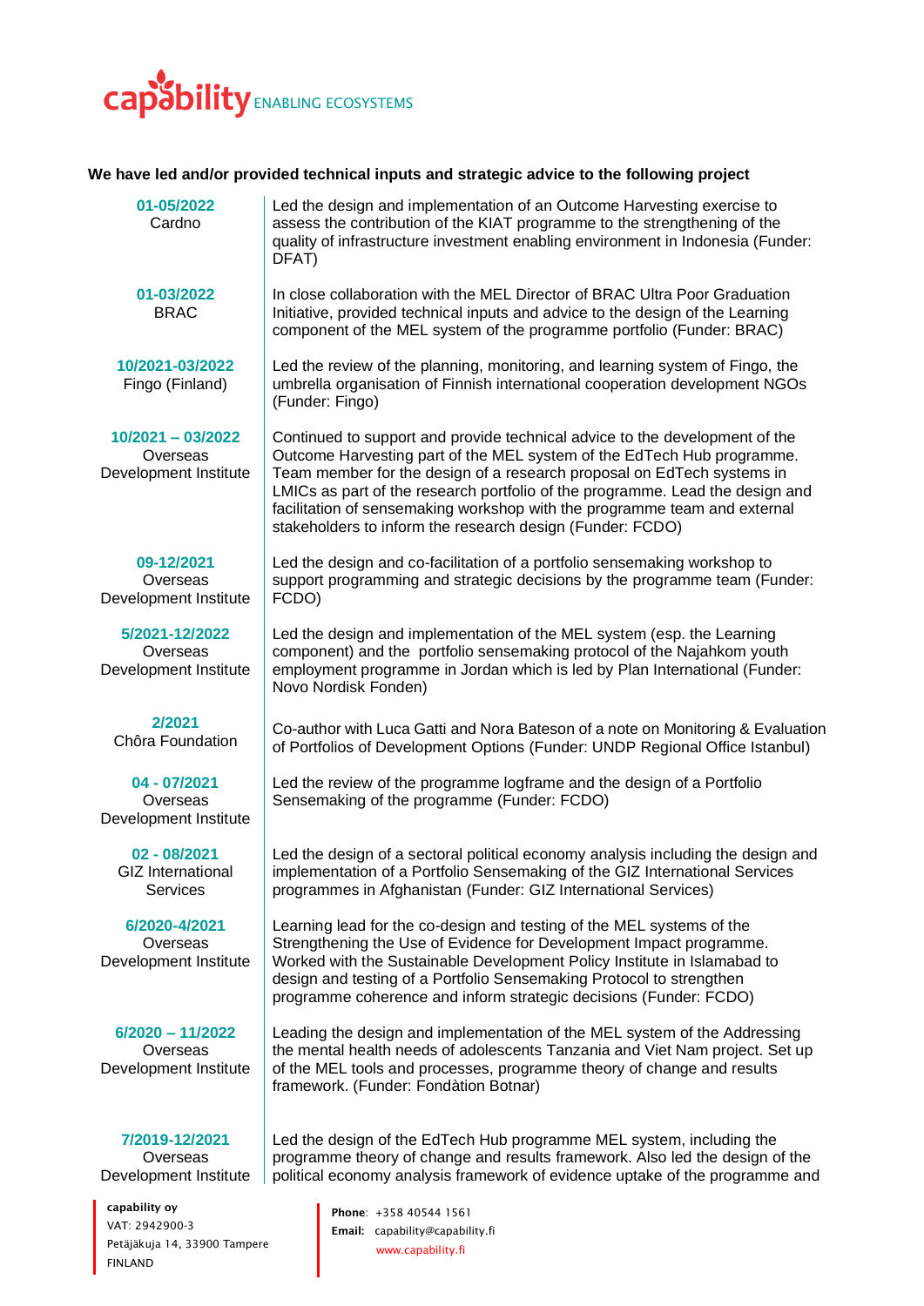capability ENABLING ECOSYSTEMS

**We have led and/or provided technical inputs and strategic advice to the following project**

| | |
|---|---|
| **01-05/2022**<br>Cardno | Led the design and implementation of an Outcome Harvesting exercise to assess the contribution of the KIAT programme to the strengthening of the quality of infrastructure investment enabling environment in Indonesia (Funder: DFAT) |
| **01-03/2022**<br>BRAC | In close collaboration with the MEL Director of BRAC Ultra Poor Graduation Initiative, provided technical inputs and advice to the design of the Learning component of the MEL system of the programme portfolio (Funder: BRAC) |
| **10/2021-03/2022**<br>Fingo (Finland) | Led the review of the planning, monitoring, and learning system of Fingo, the umbrella organisation of Finnish international cooperation development NGOs (Funder: Fingo) |
| **10/2021 – 03/2022**<br>Overseas Development Institute | Continued to support and provide technical advice to the development of the Outcome Harvesting part of the MEL system of the EdTech Hub programme. Team member for the design of a research proposal on EdTech systems in LMICs as part of the research portfolio of the programme. Lead the design and facilitation of sensemaking workshop with the programme team and external stakeholders to inform the research design (Funder: FCDO) |
| **09-12/2021**<br>Overseas Development Institute | Led the design and co-facilitation of a portfolio sensemaking workshop to support programming and strategic decisions by the programme team (Funder: FCDO) |
| **5/2021-12/2022**<br>Overseas Development Institute | Led the design and implementation of the MEL system (esp. the Learning component) and the portfolio sensemaking protocol of the Najahkom youth employment programme in Jordan which is led by Plan International (Funder: Novo Nordisk Fonden) |
| **2/2021**<br>Chôra Foundation | Co-author with Luca Gatti and Nora Bateson of a note on Monitoring & Evaluation of Portfolios of Development Options (Funder: UNDP Regional Office Istanbul) |
| **04 - 07/2021**<br>Overseas Development Institute | Led the review of the programme logframe and the design of a Portfolio Sensemaking of the programme (Funder: FCDO) |
| **02 - 08/2021**<br>GIZ International Services | Led the design of a sectoral political economy analysis including the design and implementation of a Portfolio Sensemaking of the GIZ International Services programmes in Afghanistan (Funder: GIZ International Services) |
| **6/2020-4/2021**<br>Overseas Development Institute | Learning lead for the co-design and testing of the MEL systems of the Strengthening the Use of Evidence for Development Impact programme. Worked with the Sustainable Development Policy Institute in Islamabad to design and testing of a Portfolio Sensemaking Protocol to strengthen programme coherence and inform strategic decisions (Funder: FCDO) |
| **6/2020 – 11/2022**<br>Overseas Development Institute | Leading the design and implementation of the MEL system of the Addressing the mental health needs of adolescents Tanzania and Viet Nam project. Set up of the MEL tools and processes, programme theory of change and results framework. (Funder: Fondàtion Botnar) |
| **7/2019-12/2021**<br>Overseas Development Institute | Led the design of the EdTech Hub programme MEL system, including the programme theory of change and results framework. Also led the design of the political economy analysis framework of evidence uptake of the programme and |

**capability oy**
VAT: 2942900-3
Petäjäkuja 14, 33900 Tampere
FINLAND

**Phone**: +358 40544 1561
**Email:** capability@capability.fi
www.capability.fi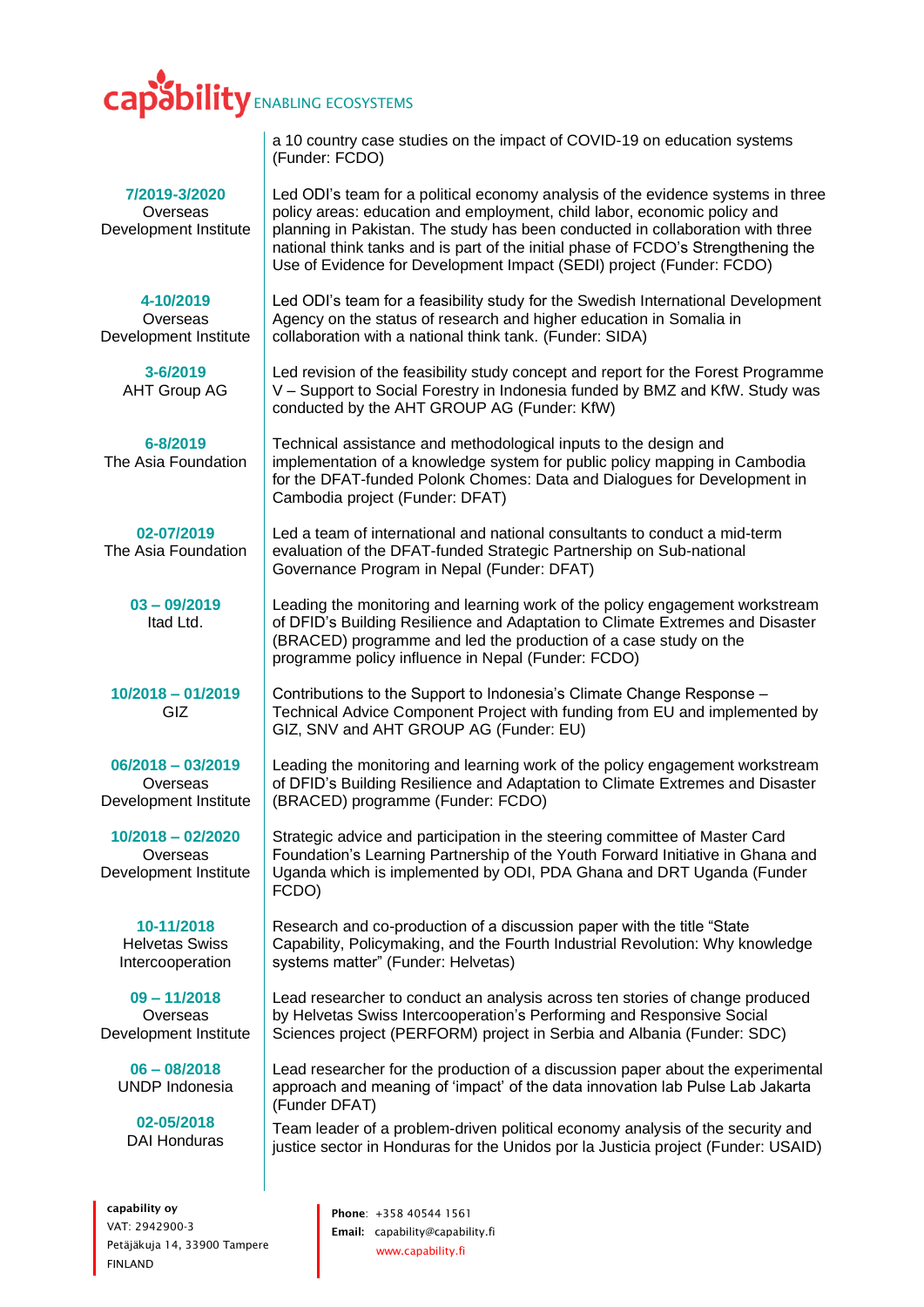| | |
|---|---|
| | a 10 country case studies on the impact of COVID-19 on education systems (Funder: FCDO) |
| **7/2019-3/2020**<br>Overseas Development Institute | Led ODI's team for a political economy analysis of the evidence systems in three policy areas: education and employment, child labor, economic policy and planning in Pakistan. The study has been conducted in collaboration with three national think tanks and is part of the initial phase of FCDO's Strengthening the Use of Evidence for Development Impact (SEDI) project (Funder: FCDO) |
| **4-10/2019**<br>Overseas Development Institute | Led ODI's team for a feasibility study for the Swedish International Development Agency on the status of research and higher education in Somalia in collaboration with a national think tank. (Funder: SIDA) |
| **3-6/2019**<br>AHT Group AG | Led revision of the feasibility study concept and report for the Forest Programme V – Support to Social Forestry in Indonesia funded by BMZ and KfW. Study was conducted by the AHT GROUP AG (Funder: KfW) |
| **6-8/2019**<br>The Asia Foundation | Technical assistance and methodological inputs to the design and implementation of a knowledge system for public policy mapping in Cambodia for the DFAT-funded Polonk Chomes: Data and Dialogues for Development in Cambodia project (Funder: DFAT) |
| **02-07/2019**<br>The Asia Foundation | Led a team of international and national consultants to conduct a mid-term evaluation of the DFAT-funded Strategic Partnership on Sub-national Governance Program in Nepal (Funder: DFAT) |
| **03 – 09/2019**<br>Itad Ltd. | Leading the monitoring and learning work of the policy engagement workstream of DFID's Building Resilience and Adaptation to Climate Extremes and Disaster (BRACED) programme and led the production of a case study on the programme policy influence in Nepal (Funder: FCDO) |
| **10/2018 – 01/2019**<br>GIZ | Contributions to the Support to Indonesia's Climate Change Response – Technical Advice Component Project with funding from EU and implemented by GIZ, SNV and AHT GROUP AG (Funder: EU) |
| **06/2018 – 03/2019**<br>Overseas Development Institute | Leading the monitoring and learning work of the policy engagement workstream of DFID's Building Resilience and Adaptation to Climate Extremes and Disaster (BRACED) programme (Funder: FCDO) |
| **10/2018 – 02/2020**<br>Overseas Development Institute | Strategic advice and participation in the steering committee of Master Card Foundation's Learning Partnership of the Youth Forward Initiative in Ghana and Uganda which is implemented by ODI, PDA Ghana and DRT Uganda (Funder FCDO) |
| **10-11/2018**<br>Helvetas Swiss Intercooperation | Research and co-production of a discussion paper with the title "State Capability, Policymaking, and the Fourth Industrial Revolution: Why knowledge systems matter" (Funder: Helvetas) |
| **09 – 11/2018**<br>Overseas Development Institute | Lead researcher to conduct an analysis across ten stories of change produced by Helvetas Swiss Intercooperation's Performing and Responsive Social Sciences project (PERFORM) project in Serbia and Albania (Funder: SDC) |
| **06 – 08/2018**<br>UNDP Indonesia | Lead researcher for the production of a discussion paper about the experimental approach and meaning of 'impact' of the data innovation lab Pulse Lab Jakarta (Funder DFAT) |
| **02-05/2018**<br>DAI Honduras | Team leader of a problem-driven political economy analysis of the security and justice sector in Honduras for the Unidos por la Justicia project (Funder: USAID) |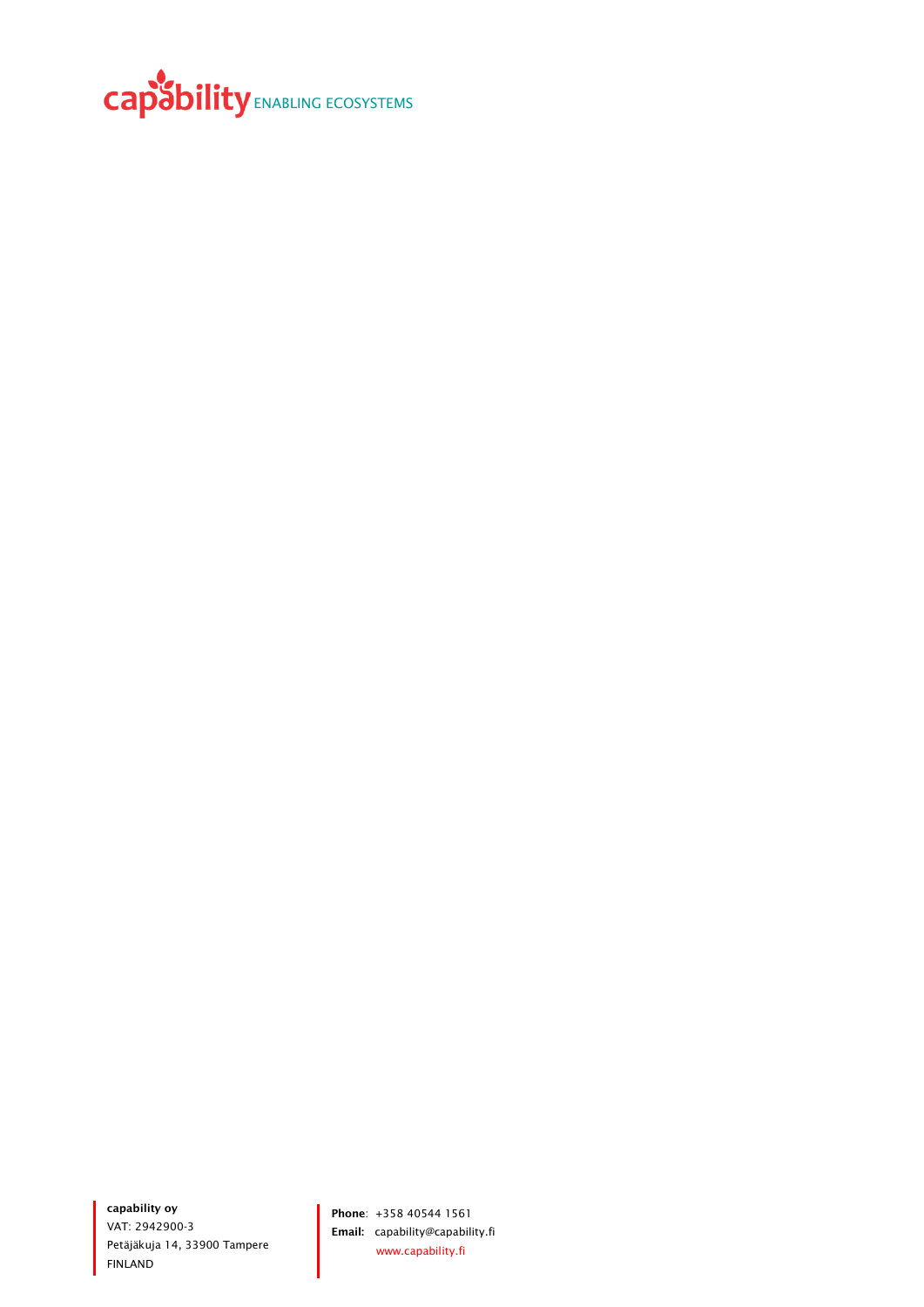capability ENABLING ECOSYSTEMS

**capability oy**
VAT: 2942900-3
Petäjäkuja 14, 33900 Tampere
FINLAND

**Phone**: +358 40544 1561
**Email:** capability@capability.fi
www.capability.fi